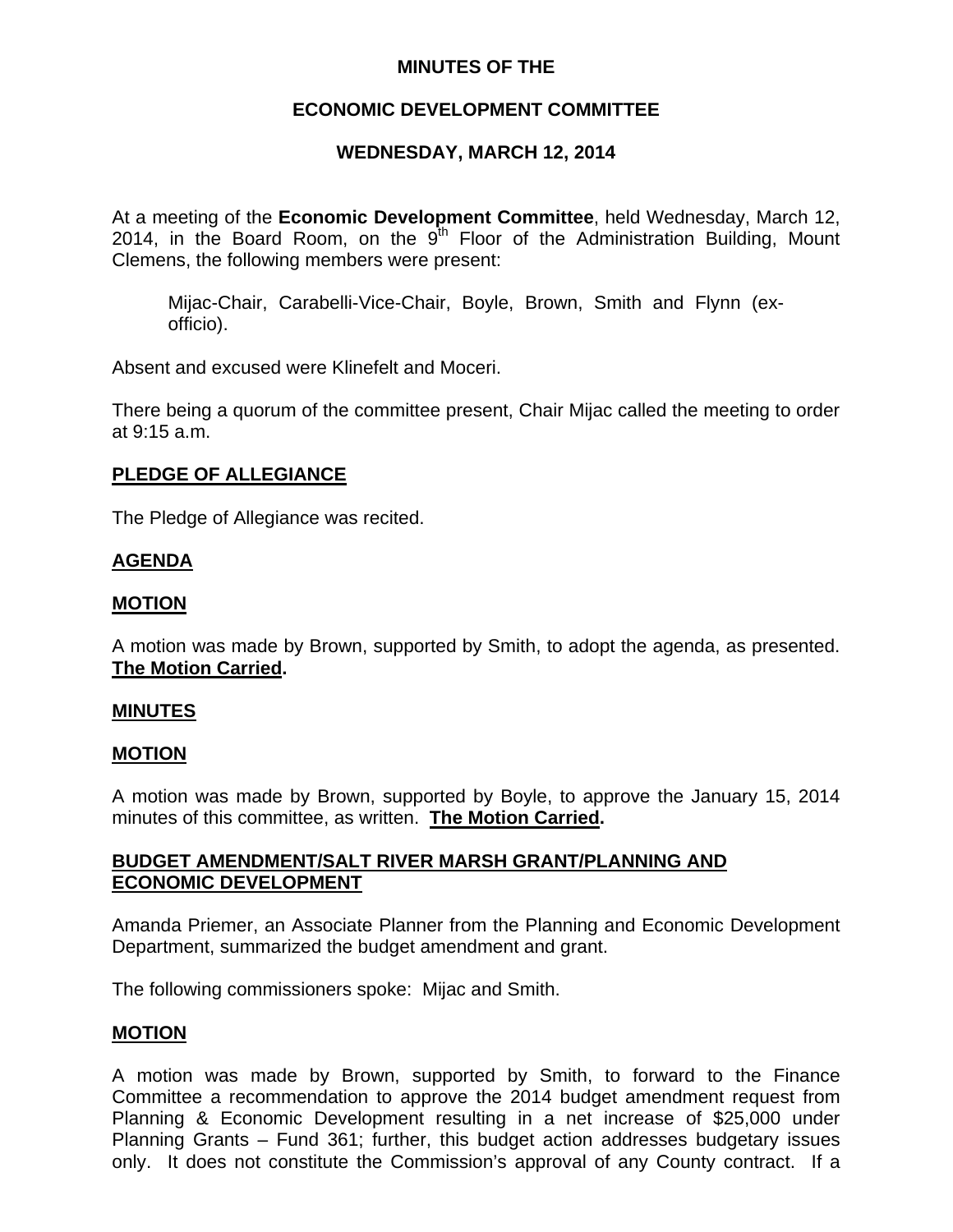# MINUTES OF THE

# ECONOMIC DEVELOPMENT COMMITTEE

# WEDNESDAY, MARCH 12, 2014

At a meeting of the **Economic Development Committee**, held Wednesday, March 12, 2014, in the Board Room, on the 9th Floor of the Administration Building, Mount Clemens, the following members were present:

> Mijac-Chair, Carabelli-Vice-Chair, Boyle, Brown, Smith and Flynn (ex-officio).

Absent and excused were Klinefelt and Moceri.

There being a quorum of the committee present, Chair Mijac called the meeting to order at 9:15 a.m.

**PLEDGE OF ALLEGIANCE**

The Pledge of Allegiance was recited.

**AGENDA**

**MOTION**

A motion was made by Brown, supported by Smith, to adopt the agenda, as presented. **The Motion Carried.**

**MINUTES**

**MOTION**

A motion was made by Brown, supported by Boyle, to approve the January 15, 2014 minutes of this committee, as written. **The Motion Carried.**

**BUDGET AMENDMENT/SALT RIVER MARSH GRANT/PLANNING AND ECONOMIC DEVELOPMENT**

Amanda Priemer, an Associate Planner from the Planning and Economic Development Department, summarized the budget amendment and grant.

The following commissioners spoke: Mijac and Smith.

**MOTION**

A motion was made by Brown, supported by Smith, to forward to the Finance Committee a recommendation to approve the 2014 budget amendment request from Planning & Economic Development resulting in a net increase of $25,000 under Planning Grants – Fund 361; further, this budget action addresses budgetary issues only. It does not constitute the Commission's approval of any County contract. If a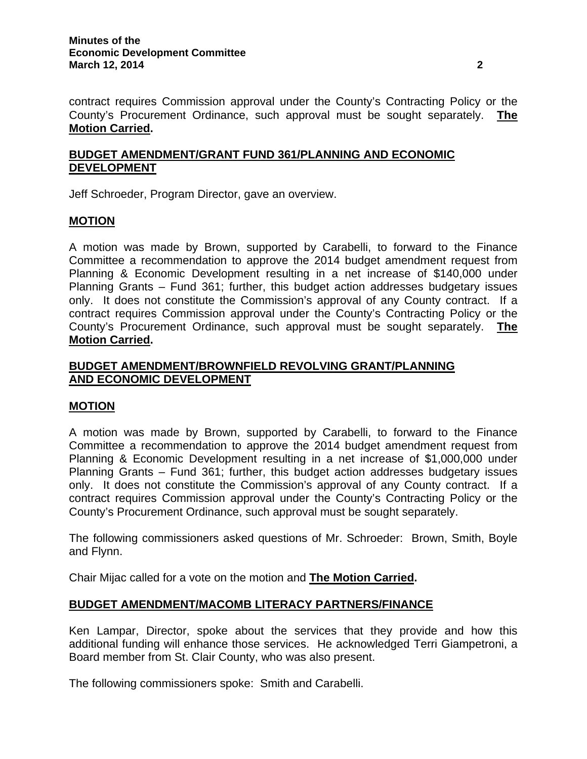contract requires Commission approval under the County's Contracting Policy or the County's Procurement Ordinance, such approval must be sought separately. **The Motion Carried.**

## BUDGET AMENDMENT/GRANT FUND 361/PLANNING AND ECONOMIC DEVELOPMENT

Jeff Schroeder, Program Director, gave an overview.

### MOTION

A motion was made by Brown, supported by Carabelli, to forward to the Finance Committee a recommendation to approve the 2014 budget amendment request from Planning & Economic Development resulting in a net increase of $140,000 under Planning Grants – Fund 361; further, this budget action addresses budgetary issues only. It does not constitute the Commission's approval of any County contract. If a contract requires Commission approval under the County's Contracting Policy or the County's Procurement Ordinance, such approval must be sought separately. **The Motion Carried.**

## BUDGET AMENDMENT/BROWNFIELD REVOLVING GRANT/PLANNING AND ECONOMIC DEVELOPMENT

### MOTION

A motion was made by Brown, supported by Carabelli, to forward to the Finance Committee a recommendation to approve the 2014 budget amendment request from Planning & Economic Development resulting in a net increase of $1,000,000 under Planning Grants – Fund 361; further, this budget action addresses budgetary issues only. It does not constitute the Commission's approval of any County contract. If a contract requires Commission approval under the County's Contracting Policy or the County's Procurement Ordinance, such approval must be sought separately.

The following commissioners asked questions of Mr. Schroeder: Brown, Smith, Boyle and Flynn.

Chair Mijac called for a vote on the motion and **The Motion Carried.**

## BUDGET AMENDMENT/MACOMB LITERACY PARTNERS/FINANCE

Ken Lampar, Director, spoke about the services that they provide and how this additional funding will enhance those services. He acknowledged Terri Giampetroni, a Board member from St. Clair County, who was also present.

The following commissioners spoke: Smith and Carabelli.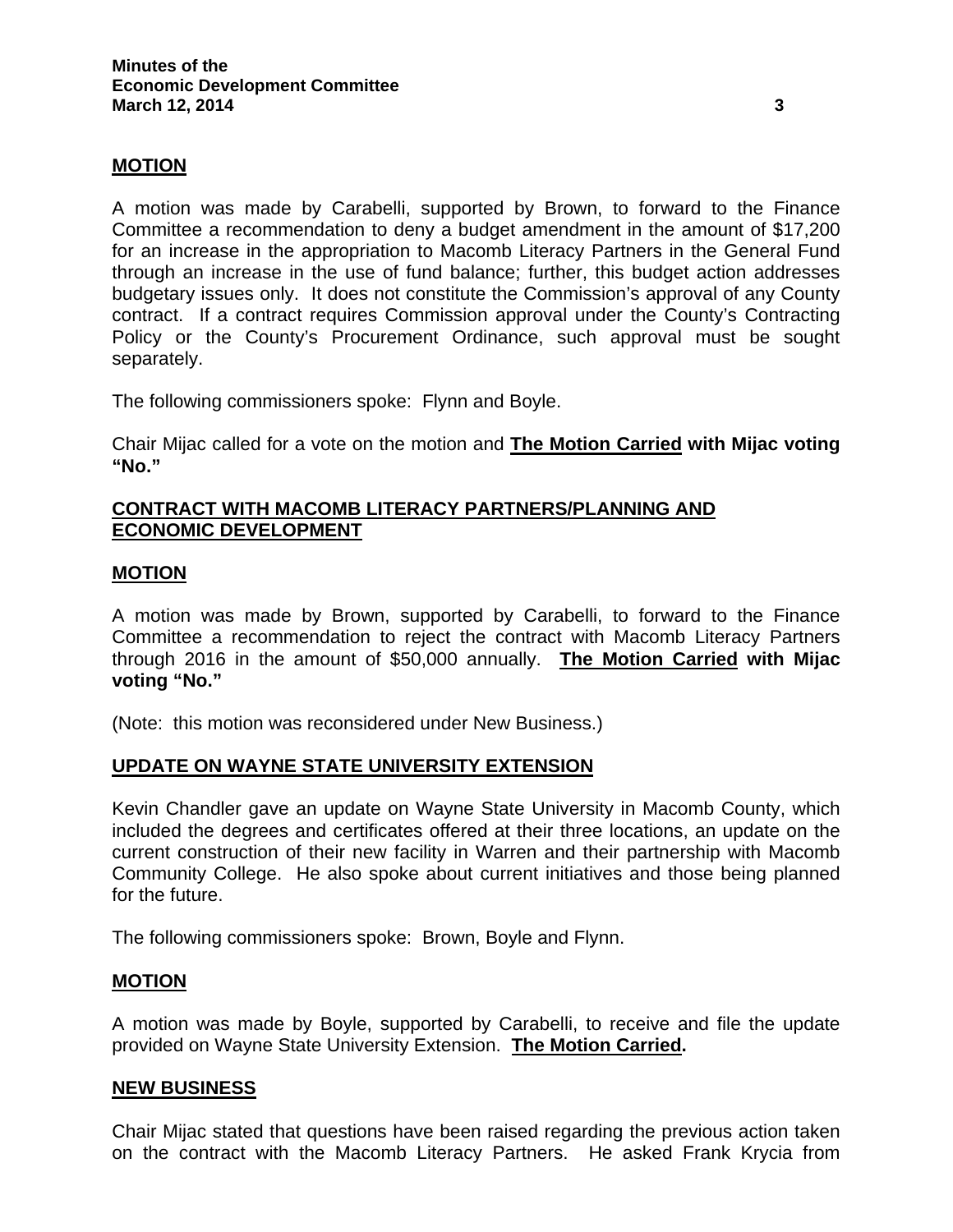**MOTION**

A motion was made by Carabelli, supported by Brown, to forward to the Finance Committee a recommendation to deny a budget amendment in the amount of $17,200 for an increase in the appropriation to Macomb Literacy Partners in the General Fund through an increase in the use of fund balance; further, this budget action addresses budgetary issues only. It does not constitute the Commission's approval of any County contract. If a contract requires Commission approval under the County's Contracting Policy or the County's Procurement Ordinance, such approval must be sought separately.

The following commissioners spoke: Flynn and Boyle.

Chair Mijac called for a vote on the motion and **The Motion Carried with Mijac voting "No."**

**CONTRACT WITH MACOMB LITERACY PARTNERS/PLANNING AND ECONOMIC DEVELOPMENT**

**MOTION**

A motion was made by Brown, supported by Carabelli, to forward to the Finance Committee a recommendation to reject the contract with Macomb Literacy Partners through 2016 in the amount of $50,000 annually. **The Motion Carried with Mijac voting "No."**

(Note: this motion was reconsidered under New Business.)

**UPDATE ON WAYNE STATE UNIVERSITY EXTENSION**

Kevin Chandler gave an update on Wayne State University in Macomb County, which included the degrees and certificates offered at their three locations, an update on the current construction of their new facility in Warren and their partnership with Macomb Community College. He also spoke about current initiatives and those being planned for the future.

The following commissioners spoke: Brown, Boyle and Flynn.

**MOTION**

A motion was made by Boyle, supported by Carabelli, to receive and file the update provided on Wayne State University Extension. **The Motion Carried.**

**NEW BUSINESS**

Chair Mijac stated that questions have been raised regarding the previous action taken on the contract with the Macomb Literacy Partners. He asked Frank Krycia from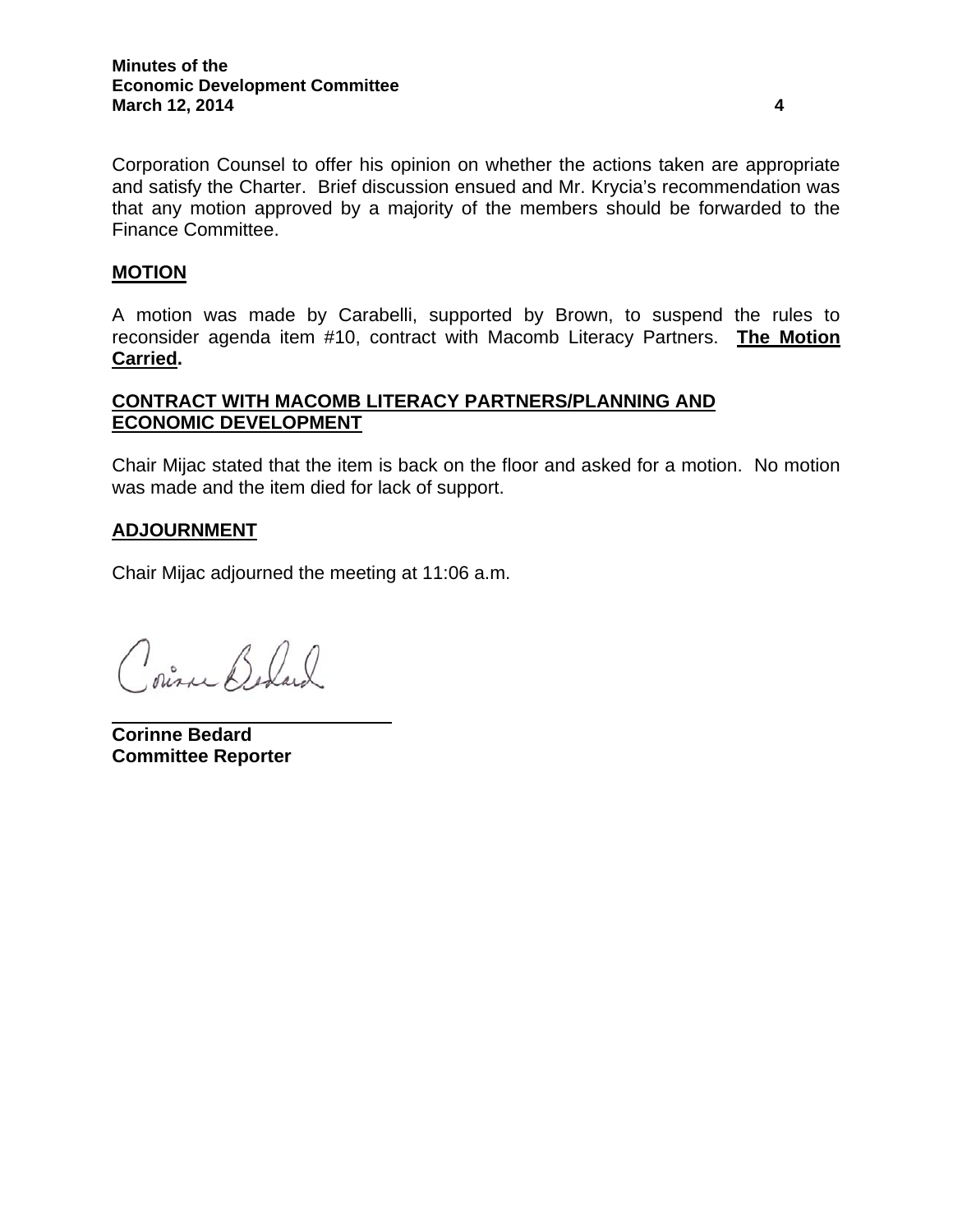Corporation Counsel to offer his opinion on whether the actions taken are appropriate and satisfy the Charter. Brief discussion ensued and Mr. Krycia's recommendation was that any motion approved by a majority of the members should be forwarded to the Finance Committee.

## MOTION

A motion was made by Carabelli, supported by Brown, to suspend the rules to reconsider agenda item #10, contract with Macomb Literacy Partners. **The Motion Carried.**

## CONTRACT WITH MACOMB LITERACY PARTNERS/PLANNING AND ECONOMIC DEVELOPMENT

Chair Mijac stated that the item is back on the floor and asked for a motion. No motion was made and the item died for lack of support.

## ADJOURNMENT

Chair Mijac adjourned the meeting at 11:06 a.m.

**Corinne Bedard**
**Committee Reporter**